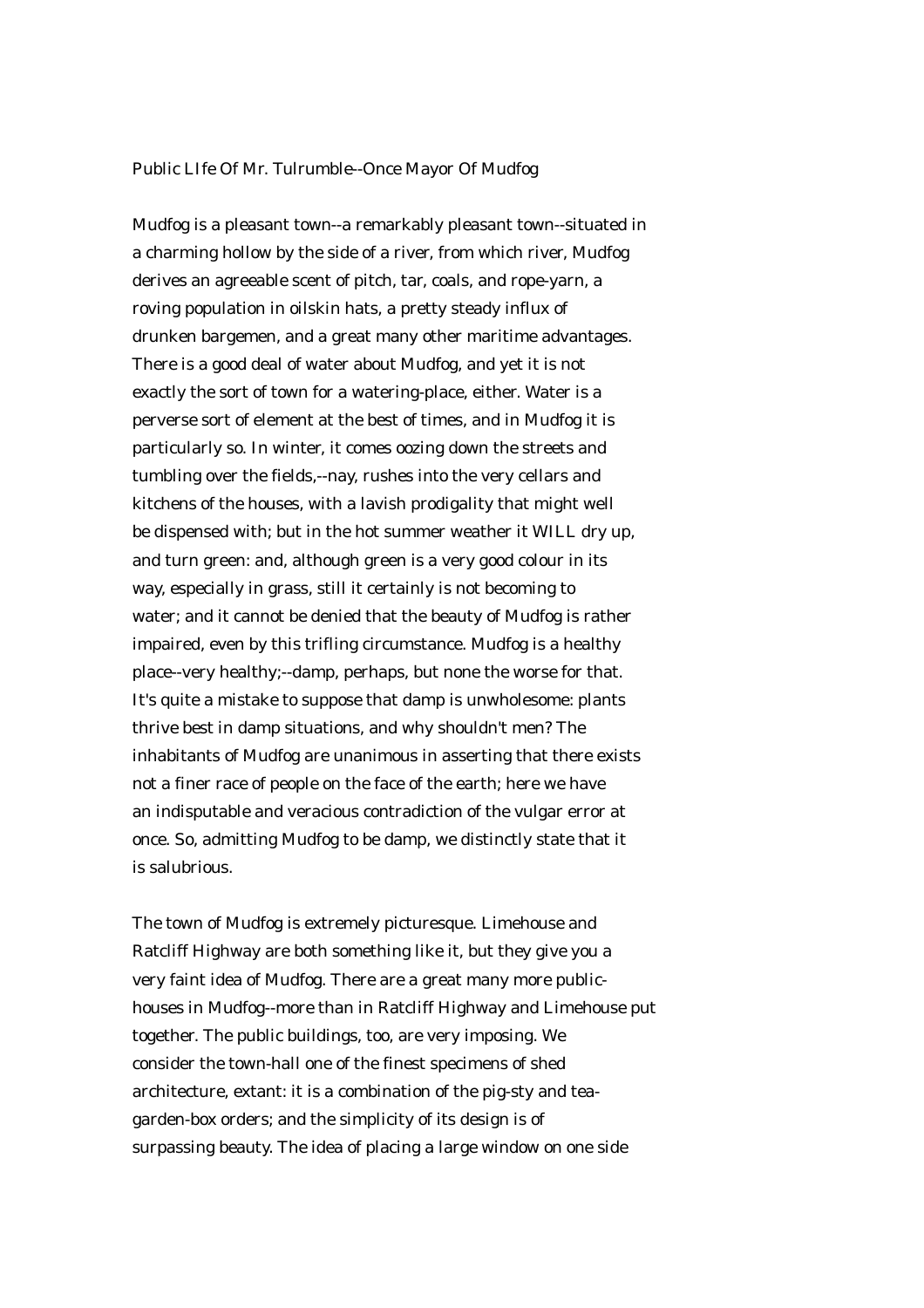# Public LIfe Of Mr. Tulrumble--Once Mayor Of Mudfog

Mudfog is a pleasant town--a remarkably pleasant town--situated in a charming hollow by the side of a river, from which river, Mudfog derives an agreeable scent of pitch, tar, coals, and rope-yarn, a roving population in oilskin hats, a pretty steady influx of drunken bargemen, and a great many other maritime advantages. There is a good deal of water about Mudfog, and yet it is not exactly the sort of town for a watering-place, either. Water is a perverse sort of element at the best of times, and in Mudfog it is particularly so. In winter, it comes oozing down the streets and tumbling over the fields,--nay, rushes into the very cellars and kitchens of the houses, with a lavish prodigality that might well be dispensed with; but in the hot summer weather it WILL dry up, and turn green: and, although green is a very good colour in its way, especially in grass, still it certainly is not becoming to water; and it cannot be denied that the beauty of Mudfog is rather impaired, even by this trifling circumstance. Mudfog is a healthy place--very healthy;--damp, perhaps, but none the worse for that. It's quite a mistake to suppose that damp is unwholesome: plants thrive best in damp situations, and why shouldn't men? The inhabitants of Mudfog are unanimous in asserting that there exists not a finer race of people on the face of the earth; here we have an indisputable and veracious contradiction of the vulgar error at once. So, admitting Mudfog to be damp, we distinctly state that it is salubrious.

The town of Mudfog is extremely picturesque. Limehouse and Ratcliff Highway are both something like it, but they give you a very faint idea of Mudfog. There are a great many more public-houses in Mudfog--more than in Ratcliff Highway and Limehouse put together. The public buildings, too, are very imposing. We consider the town-hall one of the finest specimens of shed architecture, extant: it is a combination of the pig-sty and tea-garden-box orders; and the simplicity of its design is of surpassing beauty. The idea of placing a large window on one side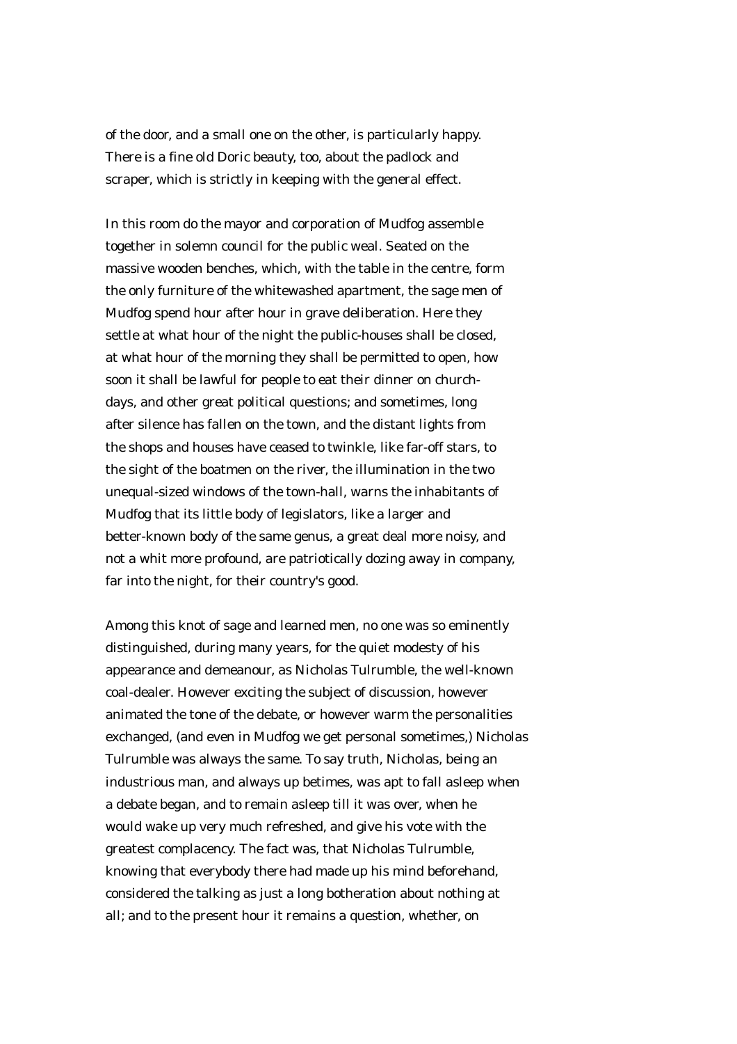of the door, and a small one on the other, is particularly happy. There is a fine old Doric beauty, too, about the padlock and scraper, which is strictly in keeping with the general effect.

In this room do the mayor and corporation of Mudfog assemble together in solemn council for the public weal. Seated on the massive wooden benches, which, with the table in the centre, form the only furniture of the whitewashed apartment, the sage men of Mudfog spend hour after hour in grave deliberation. Here they settle at what hour of the night the public-houses shall be closed, at what hour of the morning they shall be permitted to open, how soon it shall be lawful for people to eat their dinner on church-days, and other great political questions; and sometimes, long after silence has fallen on the town, and the distant lights from the shops and houses have ceased to twinkle, like far-off stars, to the sight of the boatmen on the river, the illumination in the two unequal-sized windows of the town-hall, warns the inhabitants of Mudfog that its little body of legislators, like a larger and better-known body of the same genus, a great deal more noisy, and not a whit more profound, are patriotically dozing away in company, far into the night, for their country's good.

Among this knot of sage and learned men, no one was so eminently distinguished, during many years, for the quiet modesty of his appearance and demeanour, as Nicholas Tulrumble, the well-known coal-dealer. However exciting the subject of discussion, however animated the tone of the debate, or however warm the personalities exchanged, (and even in Mudfog we get personal sometimes,) Nicholas Tulrumble was always the same. To say truth, Nicholas, being an industrious man, and always up betimes, was apt to fall asleep when a debate began, and to remain asleep till it was over, when he would wake up very much refreshed, and give his vote with the greatest complacency. The fact was, that Nicholas Tulrumble, knowing that everybody there had made up his mind beforehand, considered the talking as just a long botheration about nothing at all; and to the present hour it remains a question, whether, on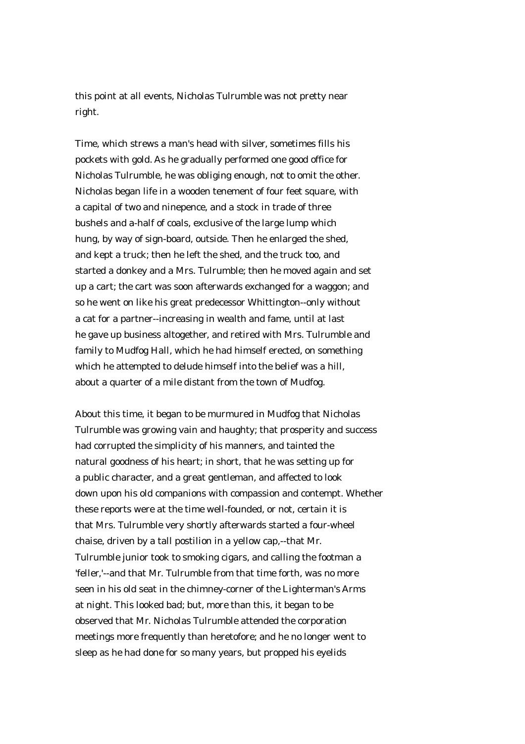this point at all events, Nicholas Tulrumble was not pretty near right.

Time, which strews a man's head with silver, sometimes fills his pockets with gold. As he gradually performed one good office for Nicholas Tulrumble, he was obliging enough, not to omit the other. Nicholas began life in a wooden tenement of four feet square, with a capital of two and ninepence, and a stock in trade of three bushels and a-half of coals, exclusive of the large lump which hung, by way of sign-board, outside. Then he enlarged the shed, and kept a truck; then he left the shed, and the truck too, and started a donkey and a Mrs. Tulrumble; then he moved again and set up a cart; the cart was soon afterwards exchanged for a waggon; and so he went on like his great predecessor Whittington--only without a cat for a partner--increasing in wealth and fame, until at last he gave up business altogether, and retired with Mrs. Tulrumble and family to Mudfog Hall, which he had himself erected, on something which he attempted to delude himself into the belief was a hill, about a quarter of a mile distant from the town of Mudfog.

About this time, it began to be murmured in Mudfog that Nicholas Tulrumble was growing vain and haughty; that prosperity and success had corrupted the simplicity of his manners, and tainted the natural goodness of his heart; in short, that he was setting up for a public character, and a great gentleman, and affected to look down upon his old companions with compassion and contempt. Whether these reports were at the time well-founded, or not, certain it is that Mrs. Tulrumble very shortly afterwards started a four-wheel chaise, driven by a tall postilion in a yellow cap,--that Mr. Tulrumble junior took to smoking cigars, and calling the footman a 'feller,'--and that Mr. Tulrumble from that time forth, was no more seen in his old seat in the chimney-corner of the Lighterman's Arms at night. This looked bad; but, more than this, it began to be observed that Mr. Nicholas Tulrumble attended the corporation meetings more frequently than heretofore; and he no longer went to sleep as he had done for so many years, but propped his eyelids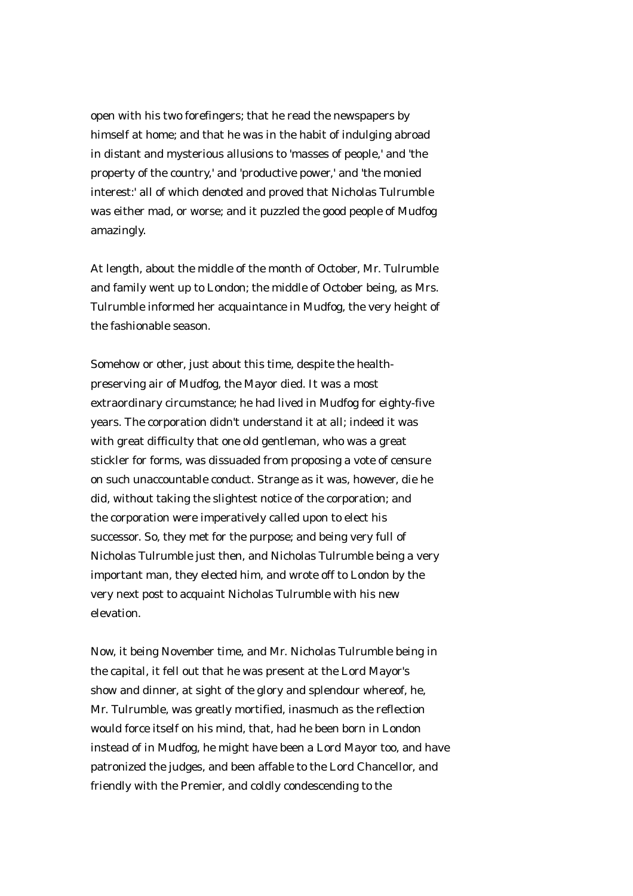open with his two forefingers; that he read the newspapers by himself at home; and that he was in the habit of indulging abroad in distant and mysterious allusions to 'masses of people,' and 'the property of the country,' and 'productive power,' and 'the monied interest:' all of which denoted and proved that Nicholas Tulrumble was either mad, or worse; and it puzzled the good people of Mudfog amazingly.

At length, about the middle of the month of October, Mr. Tulrumble and family went up to London; the middle of October being, as Mrs. Tulrumble informed her acquaintance in Mudfog, the very height of the fashionable season.

Somehow or other, just about this time, despite the health-preserving air of Mudfog, the Mayor died. It was a most extraordinary circumstance; he had lived in Mudfog for eighty-five years. The corporation didn't understand it at all; indeed it was with great difficulty that one old gentleman, who was a great stickler for forms, was dissuaded from proposing a vote of censure on such unaccountable conduct. Strange as it was, however, die he did, without taking the slightest notice of the corporation; and the corporation were imperatively called upon to elect his successor. So, they met for the purpose; and being very full of Nicholas Tulrumble just then, and Nicholas Tulrumble being a very important man, they elected him, and wrote off to London by the very next post to acquaint Nicholas Tulrumble with his new elevation.

Now, it being November time, and Mr. Nicholas Tulrumble being in the capital, it fell out that he was present at the Lord Mayor's show and dinner, at sight of the glory and splendour whereof, he, Mr. Tulrumble, was greatly mortified, inasmuch as the reflection would force itself on his mind, that, had he been born in London instead of in Mudfog, he might have been a Lord Mayor too, and have patronized the judges, and been affable to the Lord Chancellor, and friendly with the Premier, and coldly condescending to the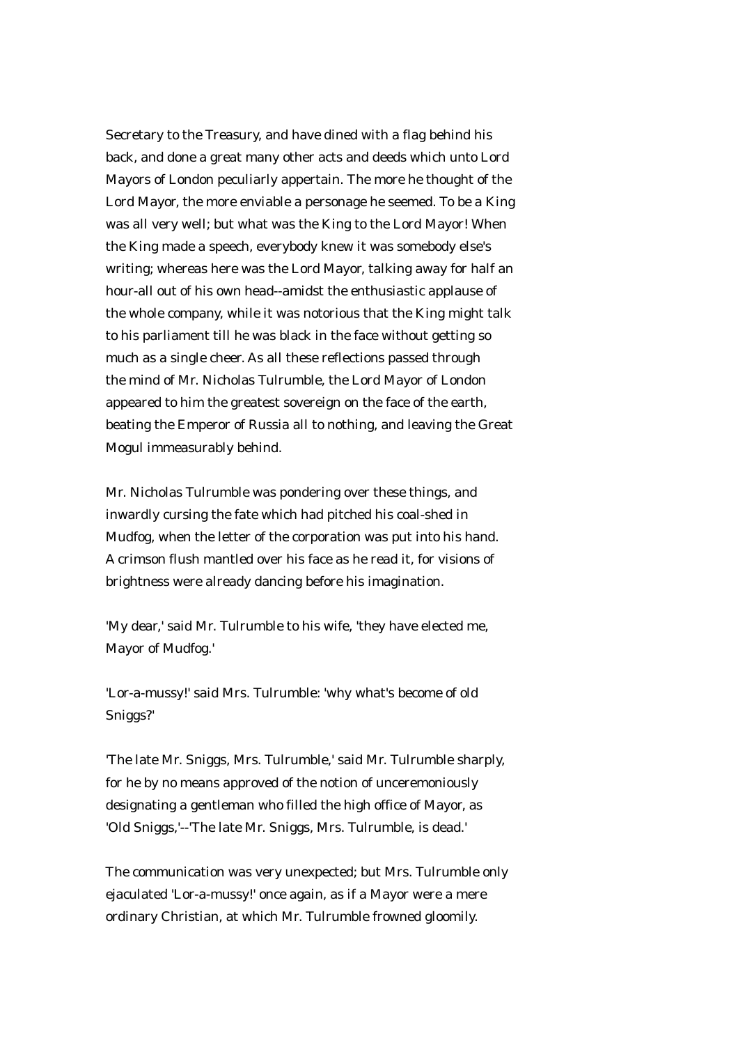Secretary to the Treasury, and have dined with a flag behind his back, and done a great many other acts and deeds which unto Lord Mayors of London peculiarly appertain. The more he thought of the Lord Mayor, the more enviable a personage he seemed. To be a King was all very well; but what was the King to the Lord Mayor! When the King made a speech, everybody knew it was somebody else's writing; whereas here was the Lord Mayor, talking away for half an hour-all out of his own head--amidst the enthusiastic applause of the whole company, while it was notorious that the King might talk to his parliament till he was black in the face without getting so much as a single cheer. As all these reflections passed through the mind of Mr. Nicholas Tulrumble, the Lord Mayor of London appeared to him the greatest sovereign on the face of the earth, beating the Emperor of Russia all to nothing, and leaving the Great Mogul immeasurably behind.

Mr. Nicholas Tulrumble was pondering over these things, and inwardly cursing the fate which had pitched his coal-shed in Mudfog, when the letter of the corporation was put into his hand. A crimson flush mantled over his face as he read it, for visions of brightness were already dancing before his imagination.

'My dear,' said Mr. Tulrumble to his wife, 'they have elected me, Mayor of Mudfog.'

'Lor-a-mussy!' said Mrs. Tulrumble: 'why what's become of old Sniggs?'

'The late Mr. Sniggs, Mrs. Tulrumble,' said Mr. Tulrumble sharply, for he by no means approved of the notion of unceremoniously designating a gentleman who filled the high office of Mayor, as 'Old Sniggs,'--'The late Mr. Sniggs, Mrs. Tulrumble, is dead.'

The communication was very unexpected; but Mrs. Tulrumble only ejaculated 'Lor-a-mussy!' once again, as if a Mayor were a mere ordinary Christian, at which Mr. Tulrumble frowned gloomily.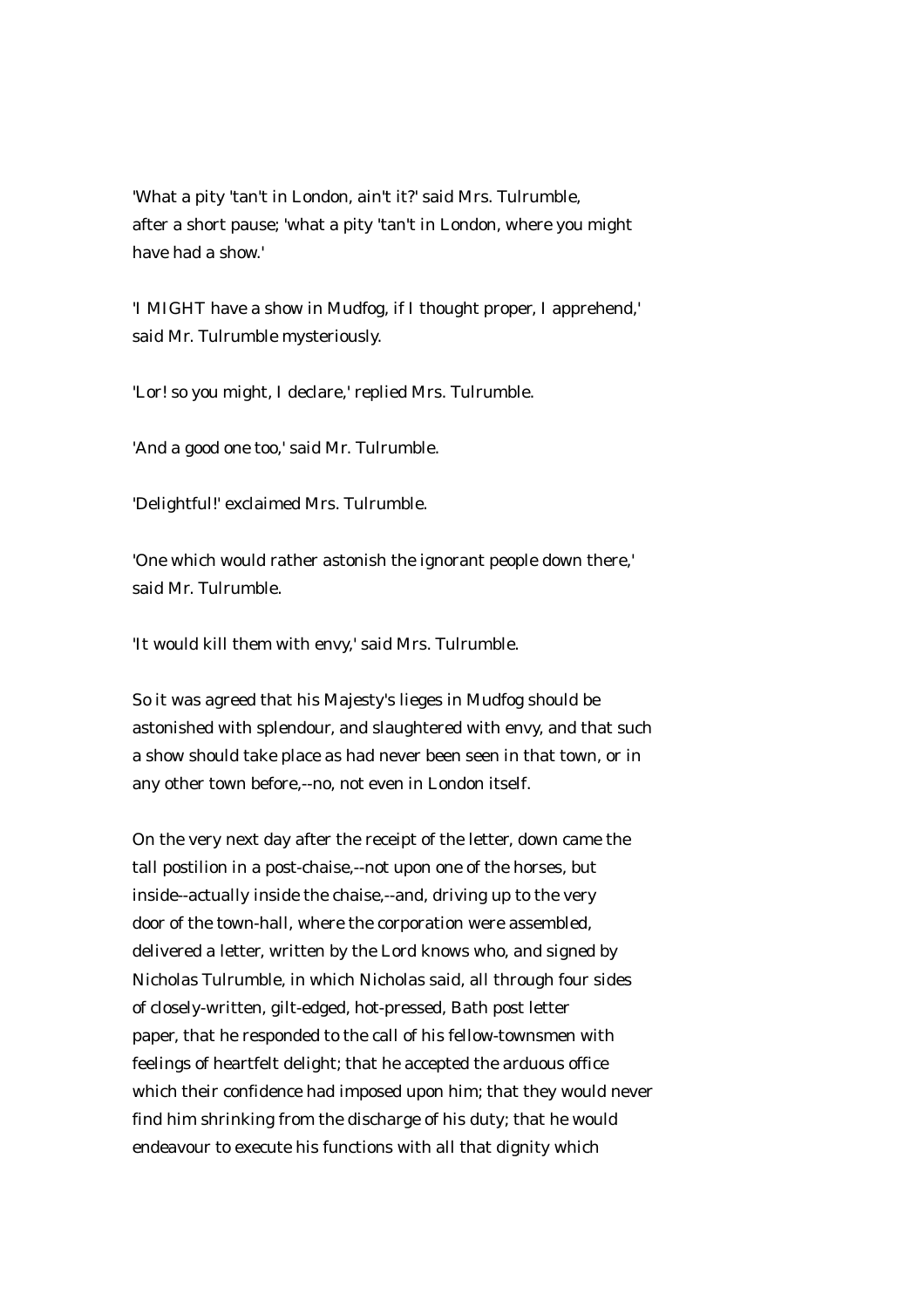'What a pity 'tan't in London, ain't it?' said Mrs. Tulrumble, after a short pause; 'what a pity 'tan't in London, where you might have had a show.'

'I MIGHT have a show in Mudfog, if I thought proper, I apprehend,' said Mr. Tulrumble mysteriously.

'Lor! so you might, I declare,' replied Mrs. Tulrumble.

'And a good one too,' said Mr. Tulrumble.

'Delightful!' exclaimed Mrs. Tulrumble.

'One which would rather astonish the ignorant people down there,' said Mr. Tulrumble.

'It would kill them with envy,' said Mrs. Tulrumble.

So it was agreed that his Majesty's lieges in Mudfog should be astonished with splendour, and slaughtered with envy, and that such a show should take place as had never been seen in that town, or in any other town before,--no, not even in London itself.

On the very next day after the receipt of the letter, down came the tall postilion in a post-chaise,--not upon one of the horses, but inside--actually inside the chaise,--and, driving up to the very door of the town-hall, where the corporation were assembled, delivered a letter, written by the Lord knows who, and signed by Nicholas Tulrumble, in which Nicholas said, all through four sides of closely-written, gilt-edged, hot-pressed, Bath post letter paper, that he responded to the call of his fellow-townsmen with feelings of heartfelt delight; that he accepted the arduous office which their confidence had imposed upon him; that they would never find him shrinking from the discharge of his duty; that he would endeavour to execute his functions with all that dignity which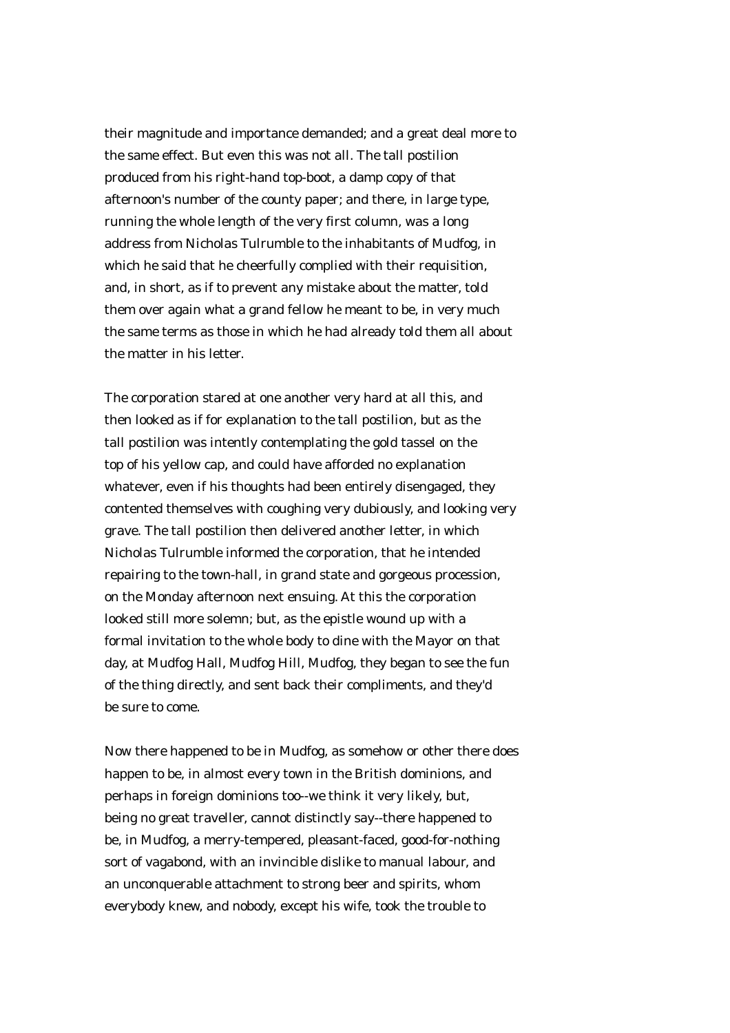their magnitude and importance demanded; and a great deal more to the same effect. But even this was not all. The tall postilion produced from his right-hand top-boot, a damp copy of that afternoon's number of the county paper; and there, in large type, running the whole length of the very first column, was a long address from Nicholas Tulrumble to the inhabitants of Mudfog, in which he said that he cheerfully complied with their requisition, and, in short, as if to prevent any mistake about the matter, told them over again what a grand fellow he meant to be, in very much the same terms as those in which he had already told them all about the matter in his letter.

The corporation stared at one another very hard at all this, and then looked as if for explanation to the tall postilion, but as the tall postilion was intently contemplating the gold tassel on the top of his yellow cap, and could have afforded no explanation whatever, even if his thoughts had been entirely disengaged, they contented themselves with coughing very dubiously, and looking very grave. The tall postilion then delivered another letter, in which Nicholas Tulrumble informed the corporation, that he intended repairing to the town-hall, in grand state and gorgeous procession, on the Monday afternoon next ensuing. At this the corporation looked still more solemn; but, as the epistle wound up with a formal invitation to the whole body to dine with the Mayor on that day, at Mudfog Hall, Mudfog Hill, Mudfog, they began to see the fun of the thing directly, and sent back their compliments, and they'd be sure to come.

Now there happened to be in Mudfog, as somehow or other there does happen to be, in almost every town in the British dominions, and perhaps in foreign dominions too--we think it very likely, but, being no great traveller, cannot distinctly say--there happened to be, in Mudfog, a merry-tempered, pleasant-faced, good-for-nothing sort of vagabond, with an invincible dislike to manual labour, and an unconquerable attachment to strong beer and spirits, whom everybody knew, and nobody, except his wife, took the trouble to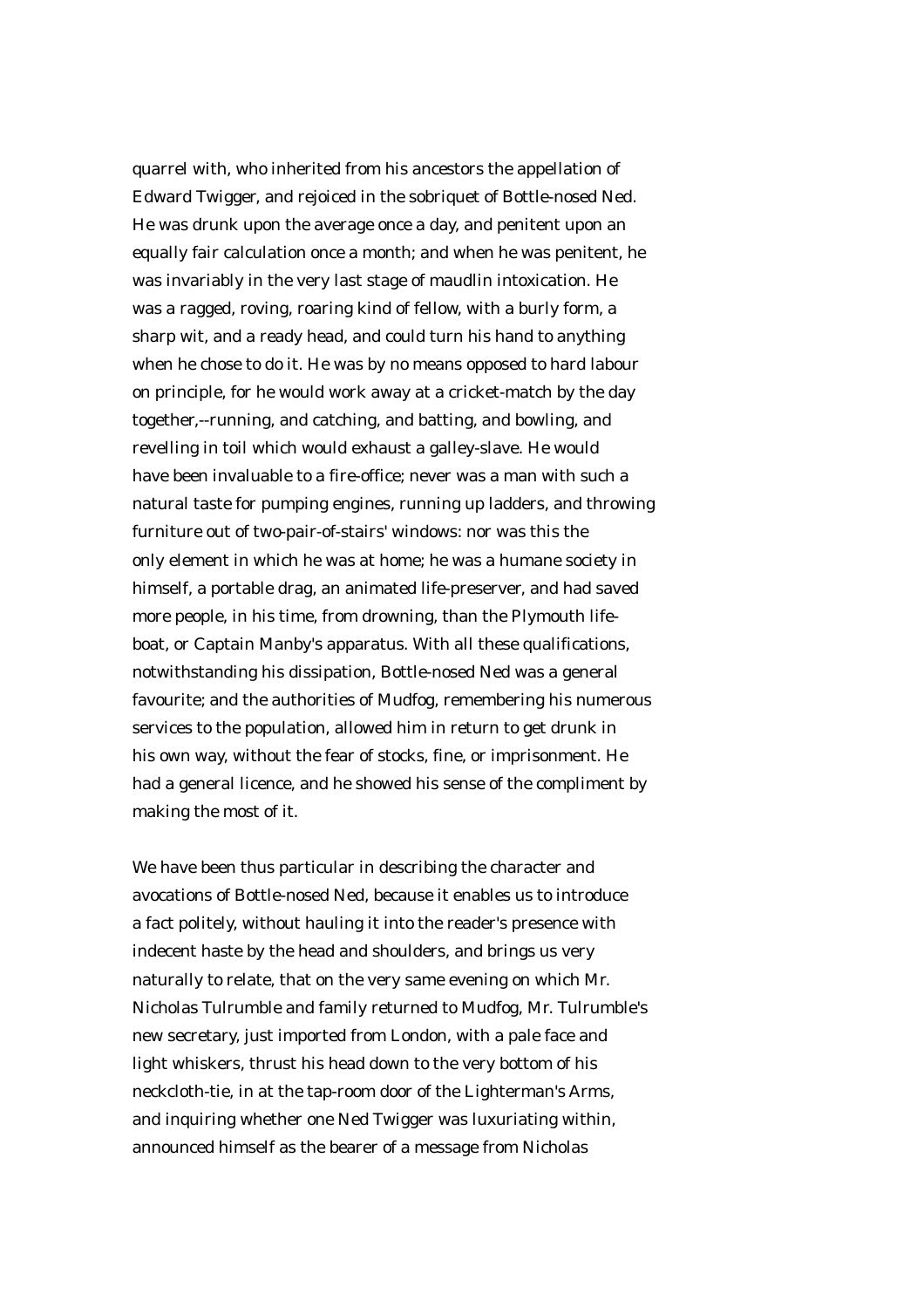quarrel with, who inherited from his ancestors the appellation of Edward Twigger, and rejoiced in the sobriquet of Bottle-nosed Ned. He was drunk upon the average once a day, and penitent upon an equally fair calculation once a month; and when he was penitent, he was invariably in the very last stage of maudlin intoxication. He was a ragged, roving, roaring kind of fellow, with a burly form, a sharp wit, and a ready head, and could turn his hand to anything when he chose to do it. He was by no means opposed to hard labour on principle, for he would work away at a cricket-match by the day together,--running, and catching, and batting, and bowling, and revelling in toil which would exhaust a galley-slave. He would have been invaluable to a fire-office; never was a man with such a natural taste for pumping engines, running up ladders, and throwing furniture out of two-pair-of-stairs' windows: nor was this the only element in which he was at home; he was a humane society in himself, a portable drag, an animated life-preserver, and had saved more people, in his time, from drowning, than the Plymouth life-boat, or Captain Manby's apparatus. With all these qualifications, notwithstanding his dissipation, Bottle-nosed Ned was a general favourite; and the authorities of Mudfog, remembering his numerous services to the population, allowed him in return to get drunk in his own way, without the fear of stocks, fine, or imprisonment. He had a general licence, and he showed his sense of the compliment by making the most of it.

We have been thus particular in describing the character and avocations of Bottle-nosed Ned, because it enables us to introduce a fact politely, without hauling it into the reader's presence with indecent haste by the head and shoulders, and brings us very naturally to relate, that on the very same evening on which Mr. Nicholas Tulrumble and family returned to Mudfog, Mr. Tulrumble's new secretary, just imported from London, with a pale face and light whiskers, thrust his head down to the very bottom of his neckcloth-tie, in at the tap-room door of the Lighterman's Arms, and inquiring whether one Ned Twigger was luxuriating within, announced himself as the bearer of a message from Nicholas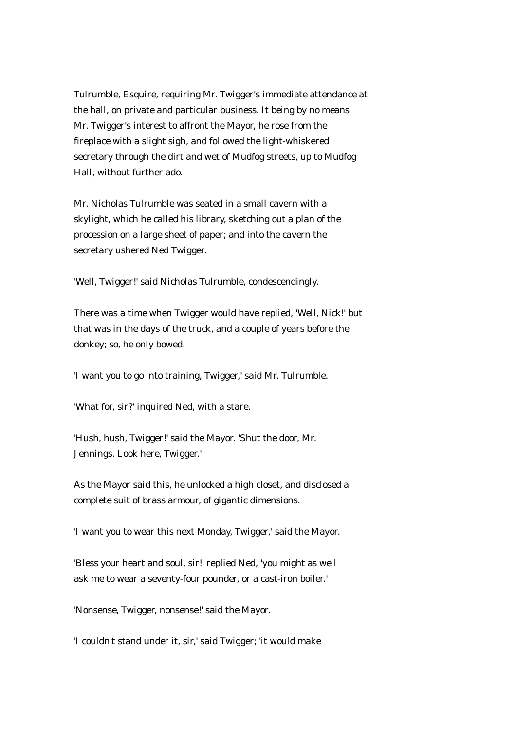Tulrumble, Esquire, requiring Mr. Twigger's immediate attendance at the hall, on private and particular business. It being by no means Mr. Twigger's interest to affront the Mayor, he rose from the fireplace with a slight sigh, and followed the light-whiskered secretary through the dirt and wet of Mudfog streets, up to Mudfog Hall, without further ado.

Mr. Nicholas Tulrumble was seated in a small cavern with a skylight, which he called his library, sketching out a plan of the procession on a large sheet of paper; and into the cavern the secretary ushered Ned Twigger.

'Well, Twigger!' said Nicholas Tulrumble, condescendingly.

There was a time when Twigger would have replied, 'Well, Nick!' but that was in the days of the truck, and a couple of years before the donkey; so, he only bowed.

'I want you to go into training, Twigger,' said Mr. Tulrumble.

'What for, sir?' inquired Ned, with a stare.

'Hush, hush, Twigger!' said the Mayor. 'Shut the door, Mr. Jennings. Look here, Twigger.'

As the Mayor said this, he unlocked a high closet, and disclosed a complete suit of brass armour, of gigantic dimensions.

'I want you to wear this next Monday, Twigger,' said the Mayor.

'Bless your heart and soul, sir!' replied Ned, 'you might as well ask me to wear a seventy-four pounder, or a cast-iron boiler.'

'Nonsense, Twigger, nonsense!' said the Mayor.

'I couldn't stand under it, sir,' said Twigger; 'it would make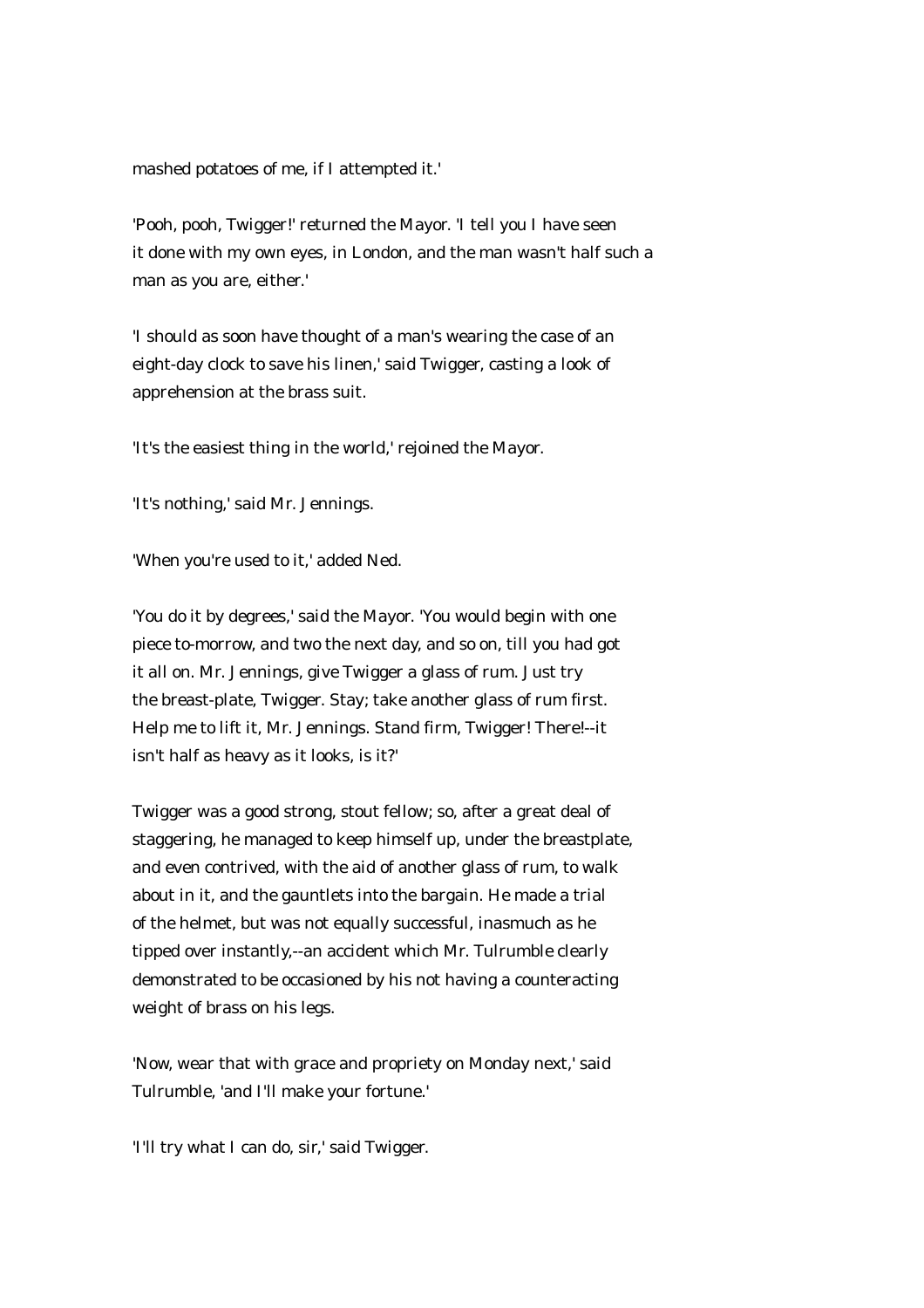mashed potatoes of me, if I attempted it.'

'Pooh, pooh, Twigger!' returned the Mayor. 'I tell you I have seen it done with my own eyes, in London, and the man wasn't half such a man as you are, either.'

'I should as soon have thought of a man's wearing the case of an eight-day clock to save his linen,' said Twigger, casting a look of apprehension at the brass suit.

'It's the easiest thing in the world,' rejoined the Mayor.

'It's nothing,' said Mr. Jennings.

'When you're used to it,' added Ned.

'You do it by degrees,' said the Mayor. 'You would begin with one piece to-morrow, and two the next day, and so on, till you had got it all on. Mr. Jennings, give Twigger a glass of rum. Just try the breast-plate, Twigger. Stay; take another glass of rum first. Help me to lift it, Mr. Jennings. Stand firm, Twigger! There!--it isn't half as heavy as it looks, is it?'

Twigger was a good strong, stout fellow; so, after a great deal of staggering, he managed to keep himself up, under the breastplate, and even contrived, with the aid of another glass of rum, to walk about in it, and the gauntlets into the bargain. He made a trial of the helmet, but was not equally successful, inasmuch as he tipped over instantly,--an accident which Mr. Tulrumble clearly demonstrated to be occasioned by his not having a counteracting weight of brass on his legs.

'Now, wear that with grace and propriety on Monday next,' said Tulrumble, 'and I'll make your fortune.'

'I'll try what I can do, sir,' said Twigger.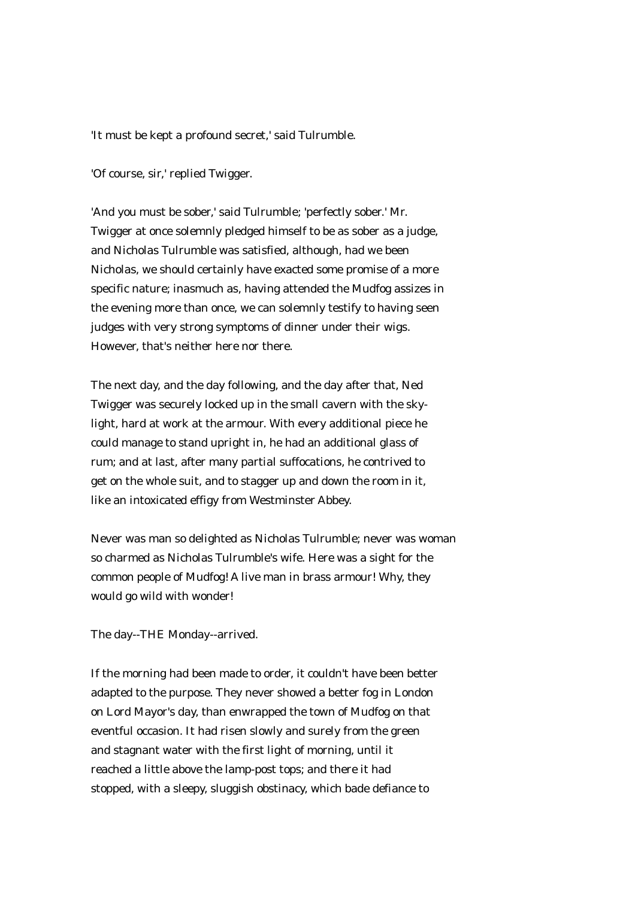'It must be kept a profound secret,' said Tulrumble.

'Of course, sir,' replied Twigger.

'And you must be sober,' said Tulrumble; 'perfectly sober.' Mr. Twigger at once solemnly pledged himself to be as sober as a judge, and Nicholas Tulrumble was satisfied, although, had we been Nicholas, we should certainly have exacted some promise of a more specific nature; inasmuch as, having attended the Mudfog assizes in the evening more than once, we can solemnly testify to having seen judges with very strong symptoms of dinner under their wigs. However, that's neither here nor there.

The next day, and the day following, and the day after that, Ned Twigger was securely locked up in the small cavern with the sky-light, hard at work at the armour. With every additional piece he could manage to stand upright in, he had an additional glass of rum; and at last, after many partial suffocations, he contrived to get on the whole suit, and to stagger up and down the room in it, like an intoxicated effigy from Westminster Abbey.

Never was man so delighted as Nicholas Tulrumble; never was woman so charmed as Nicholas Tulrumble's wife. Here was a sight for the common people of Mudfog! A live man in brass armour! Why, they would go wild with wonder!

The day--THE Monday--arrived.

If the morning had been made to order, it couldn't have been better adapted to the purpose. They never showed a better fog in London on Lord Mayor's day, than enwrapped the town of Mudfog on that eventful occasion. It had risen slowly and surely from the green and stagnant water with the first light of morning, until it reached a little above the lamp-post tops; and there it had stopped, with a sleepy, sluggish obstinacy, which bade defiance to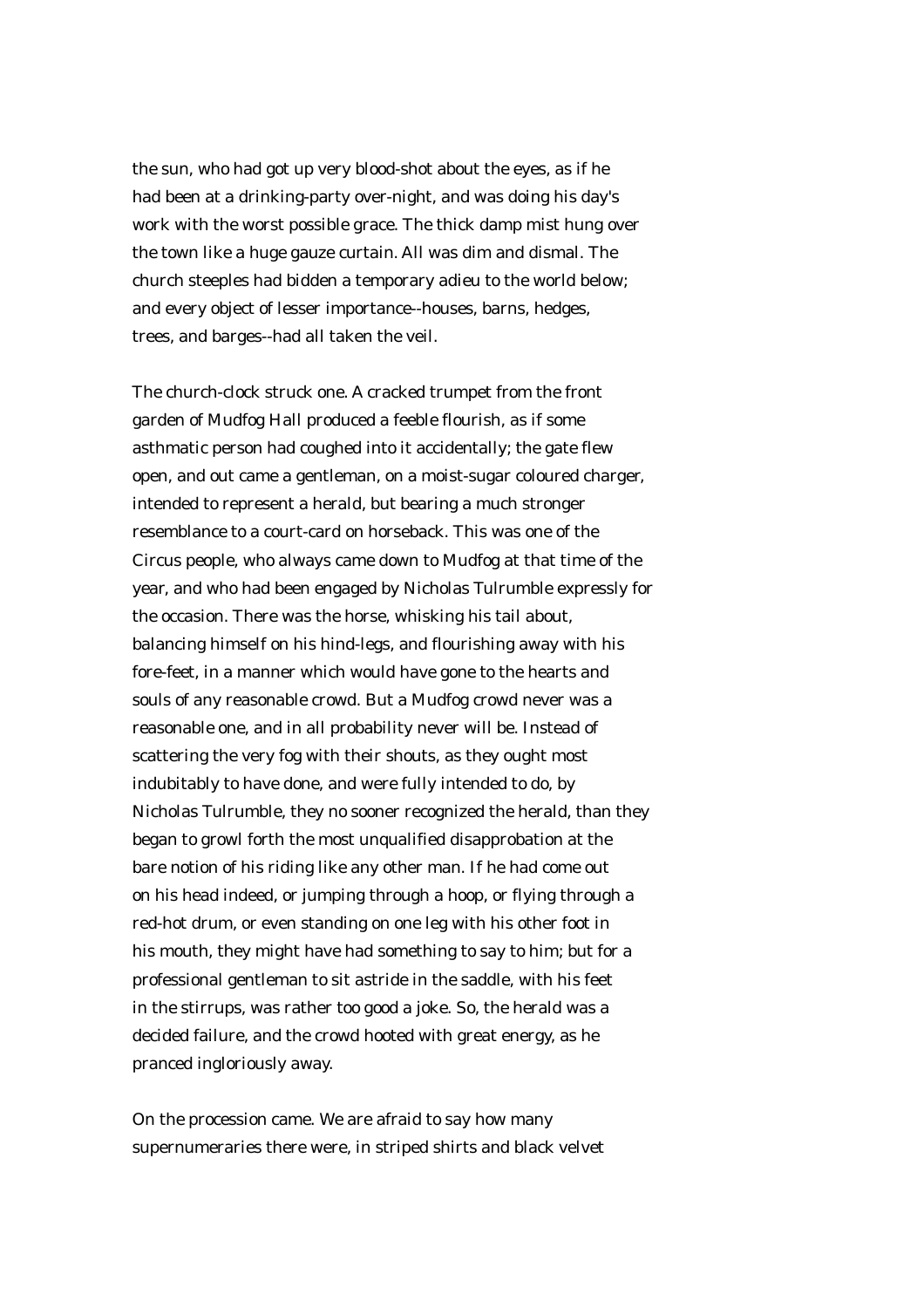the sun, who had got up very blood-shot about the eyes, as if he had been at a drinking-party over-night, and was doing his day's work with the worst possible grace. The thick damp mist hung over the town like a huge gauze curtain. All was dim and dismal. The church steeples had bidden a temporary adieu to the world below; and every object of lesser importance--houses, barns, hedges, trees, and barges--had all taken the veil.

The church-clock struck one. A cracked trumpet from the front garden of Mudfog Hall produced a feeble flourish, as if some asthmatic person had coughed into it accidentally; the gate flew open, and out came a gentleman, on a moist-sugar coloured charger, intended to represent a herald, but bearing a much stronger resemblance to a court-card on horseback. This was one of the Circus people, who always came down to Mudfog at that time of the year, and who had been engaged by Nicholas Tulrumble expressly for the occasion. There was the horse, whisking his tail about, balancing himself on his hind-legs, and flourishing away with his fore-feet, in a manner which would have gone to the hearts and souls of any reasonable crowd. But a Mudfog crowd never was a reasonable one, and in all probability never will be. Instead of scattering the very fog with their shouts, as they ought most indubitably to have done, and were fully intended to do, by Nicholas Tulrumble, they no sooner recognized the herald, than they began to growl forth the most unqualified disapprobation at the bare notion of his riding like any other man. If he had come out on his head indeed, or jumping through a hoop, or flying through a red-hot drum, or even standing on one leg with his other foot in his mouth, they might have had something to say to him; but for a professional gentleman to sit astride in the saddle, with his feet in the stirrups, was rather too good a joke. So, the herald was a decided failure, and the crowd hooted with great energy, as he pranced ingloriously away.

On the procession came. We are afraid to say how many supernumeraries there were, in striped shirts and black velvet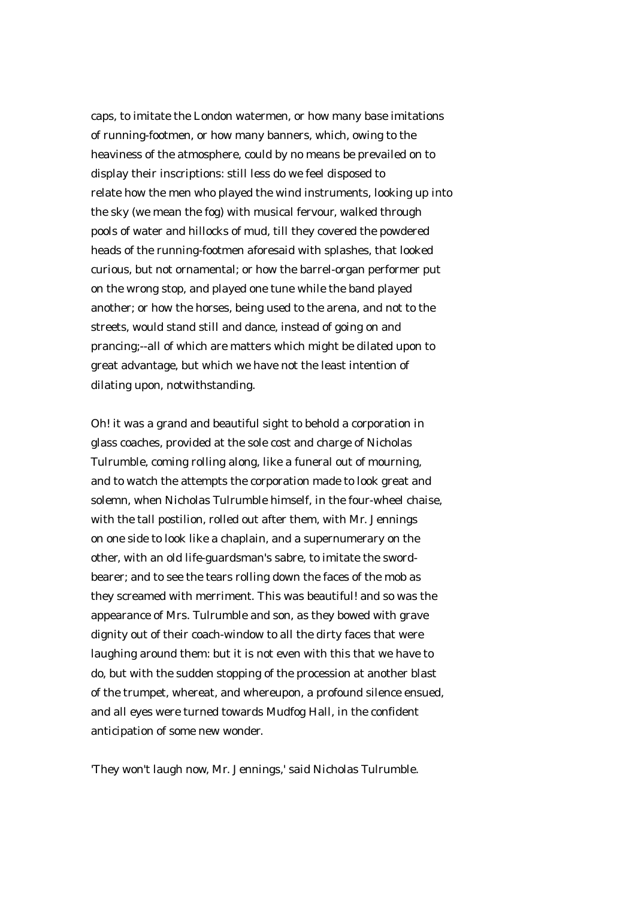caps, to imitate the London watermen, or how many base imitations of running-footmen, or how many banners, which, owing to the heaviness of the atmosphere, could by no means be prevailed on to display their inscriptions: still less do we feel disposed to relate how the men who played the wind instruments, looking up into the sky (we mean the fog) with musical fervour, walked through pools of water and hillocks of mud, till they covered the powdered heads of the running-footmen aforesaid with splashes, that looked curious, but not ornamental; or how the barrel-organ performer put on the wrong stop, and played one tune while the band played another; or how the horses, being used to the arena, and not to the streets, would stand still and dance, instead of going on and prancing;--all of which are matters which might be dilated upon to great advantage, but which we have not the least intention of dilating upon, notwithstanding.

Oh! it was a grand and beautiful sight to behold a corporation in glass coaches, provided at the sole cost and charge of Nicholas Tulrumble, coming rolling along, like a funeral out of mourning, and to watch the attempts the corporation made to look great and solemn, when Nicholas Tulrumble himself, in the four-wheel chaise, with the tall postilion, rolled out after them, with Mr. Jennings on one side to look like a chaplain, and a supernumerary on the other, with an old life-guardsman's sabre, to imitate the sword-bearer; and to see the tears rolling down the faces of the mob as they screamed with merriment. This was beautiful! and so was the appearance of Mrs. Tulrumble and son, as they bowed with grave dignity out of their coach-window to all the dirty faces that were laughing around them: but it is not even with this that we have to do, but with the sudden stopping of the procession at another blast of the trumpet, whereat, and whereupon, a profound silence ensued, and all eyes were turned towards Mudfog Hall, in the confident anticipation of some new wonder.

'They won't laugh now, Mr. Jennings,' said Nicholas Tulrumble.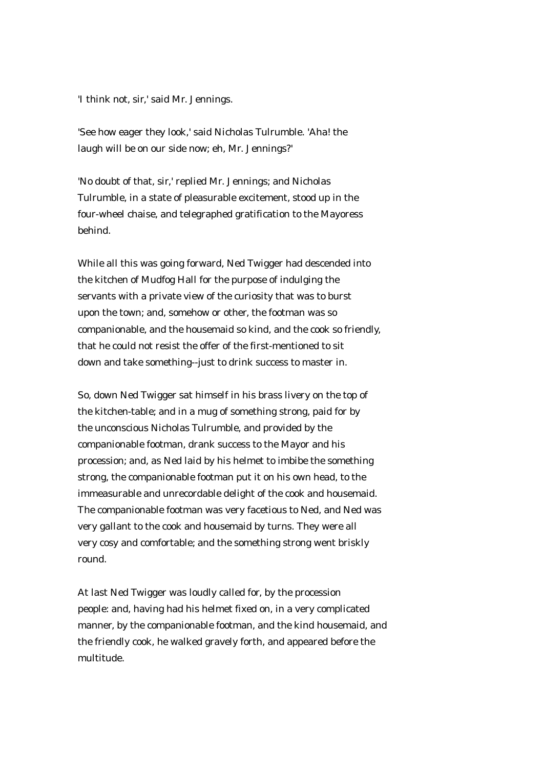'I think not, sir,' said Mr. Jennings.

'See how eager they look,' said Nicholas Tulrumble. 'Aha! the laugh will be on our side now; eh, Mr. Jennings?'

'No doubt of that, sir,' replied Mr. Jennings; and Nicholas Tulrumble, in a state of pleasurable excitement, stood up in the four-wheel chaise, and telegraphed gratification to the Mayoress behind.

While all this was going forward, Ned Twigger had descended into the kitchen of Mudfog Hall for the purpose of indulging the servants with a private view of the curiosity that was to burst upon the town; and, somehow or other, the footman was so companionable, and the housemaid so kind, and the cook so friendly, that he could not resist the offer of the first-mentioned to sit down and take something--just to drink success to master in.

So, down Ned Twigger sat himself in his brass livery on the top of the kitchen-table; and in a mug of something strong, paid for by the unconscious Nicholas Tulrumble, and provided by the companionable footman, drank success to the Mayor and his procession; and, as Ned laid by his helmet to imbibe the something strong, the companionable footman put it on his own head, to the immeasurable and unrecordable delight of the cook and housemaid. The companionable footman was very facetious to Ned, and Ned was very gallant to the cook and housemaid by turns. They were all very cosy and comfortable; and the something strong went briskly round.

At last Ned Twigger was loudly called for, by the procession people: and, having had his helmet fixed on, in a very complicated manner, by the companionable footman, and the kind housemaid, and the friendly cook, he walked gravely forth, and appeared before the multitude.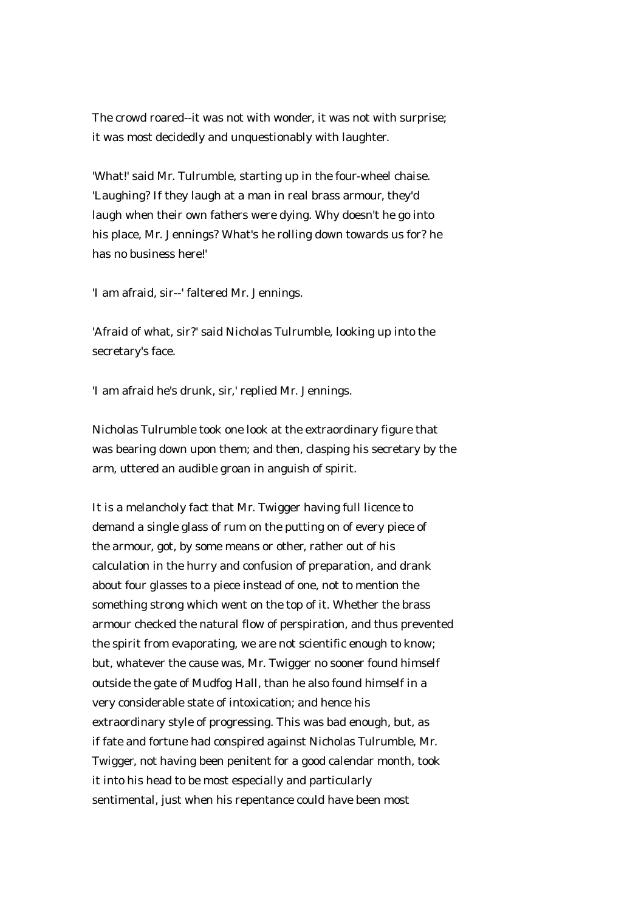The crowd roared--it was not with wonder, it was not with surprise; it was most decidedly and unquestionably with laughter.

'What!' said Mr. Tulrumble, starting up in the four-wheel chaise. 'Laughing? If they laugh at a man in real brass armour, they'd laugh when their own fathers were dying. Why doesn't he go into his place, Mr. Jennings? What's he rolling down towards us for? he has no business here!'

'I am afraid, sir--' faltered Mr. Jennings.

'Afraid of what, sir?' said Nicholas Tulrumble, looking up into the secretary's face.

'I am afraid he's drunk, sir,' replied Mr. Jennings.

Nicholas Tulrumble took one look at the extraordinary figure that was bearing down upon them; and then, clasping his secretary by the arm, uttered an audible groan in anguish of spirit.

It is a melancholy fact that Mr. Twigger having full licence to demand a single glass of rum on the putting on of every piece of the armour, got, by some means or other, rather out of his calculation in the hurry and confusion of preparation, and drank about four glasses to a piece instead of one, not to mention the something strong which went on the top of it. Whether the brass armour checked the natural flow of perspiration, and thus prevented the spirit from evaporating, we are not scientific enough to know; but, whatever the cause was, Mr. Twigger no sooner found himself outside the gate of Mudfog Hall, than he also found himself in a very considerable state of intoxication; and hence his extraordinary style of progressing. This was bad enough, but, as if fate and fortune had conspired against Nicholas Tulrumble, Mr. Twigger, not having been penitent for a good calendar month, took it into his head to be most especially and particularly sentimental, just when his repentance could have been most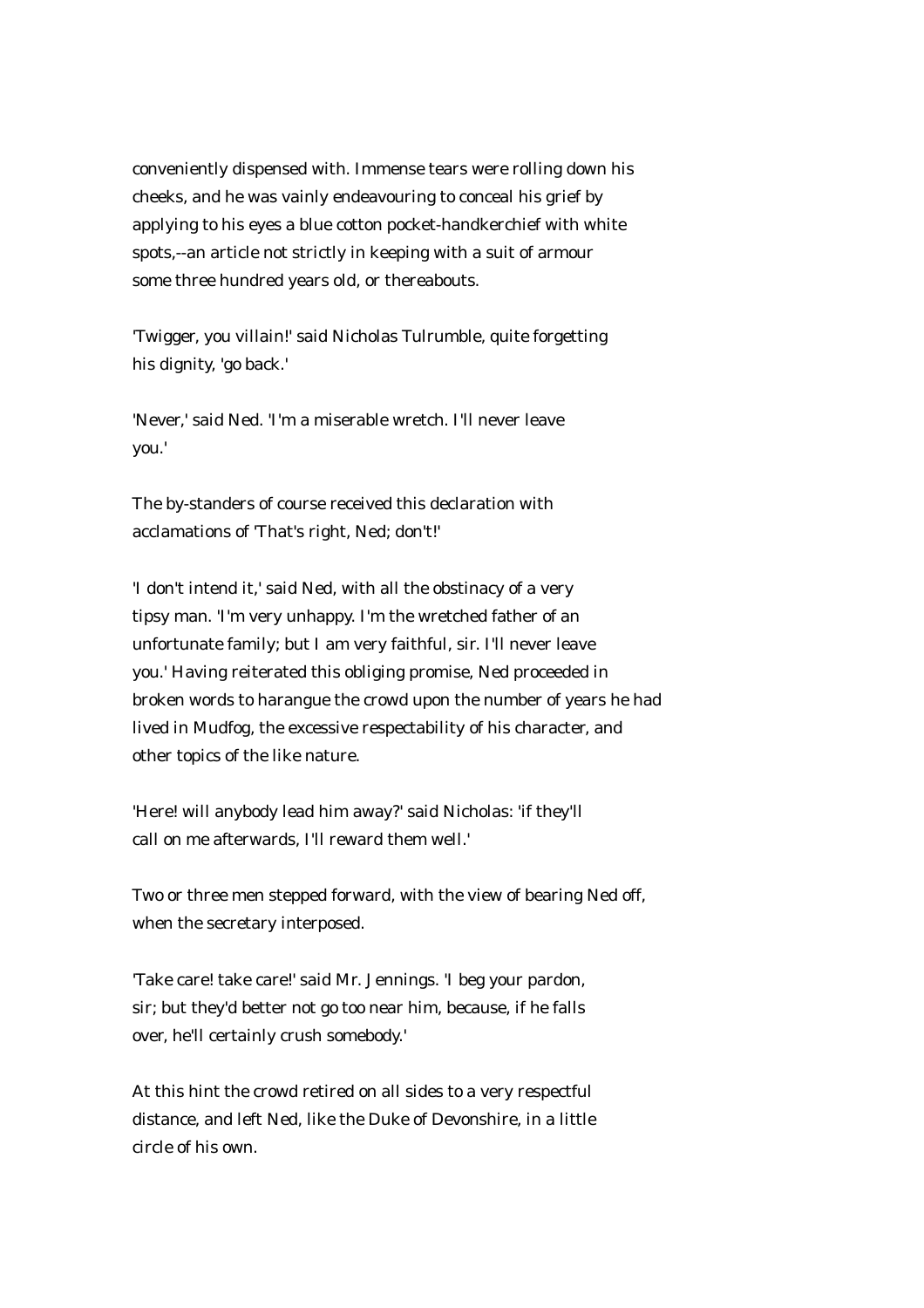conveniently dispensed with. Immense tears were rolling down his cheeks, and he was vainly endeavouring to conceal his grief by applying to his eyes a blue cotton pocket-handkerchief with white spots,--an article not strictly in keeping with a suit of armour some three hundred years old, or thereabouts.

'Twigger, you villain!' said Nicholas Tulrumble, quite forgetting his dignity, 'go back.'

'Never,' said Ned. 'I'm a miserable wretch. I'll never leave you.'

The by-standers of course received this declaration with acclamations of 'That's right, Ned; don't!'

'I don't intend it,' said Ned, with all the obstinacy of a very tipsy man. 'I'm very unhappy. I'm the wretched father of an unfortunate family; but I am very faithful, sir. I'll never leave you.' Having reiterated this obliging promise, Ned proceeded in broken words to harangue the crowd upon the number of years he had lived in Mudfog, the excessive respectability of his character, and other topics of the like nature.

'Here! will anybody lead him away?' said Nicholas: 'if they'll call on me afterwards, I'll reward them well.'

Two or three men stepped forward, with the view of bearing Ned off, when the secretary interposed.

'Take care! take care!' said Mr. Jennings. 'I beg your pardon, sir; but they'd better not go too near him, because, if he falls over, he'll certainly crush somebody.'

At this hint the crowd retired on all sides to a very respectful distance, and left Ned, like the Duke of Devonshire, in a little circle of his own.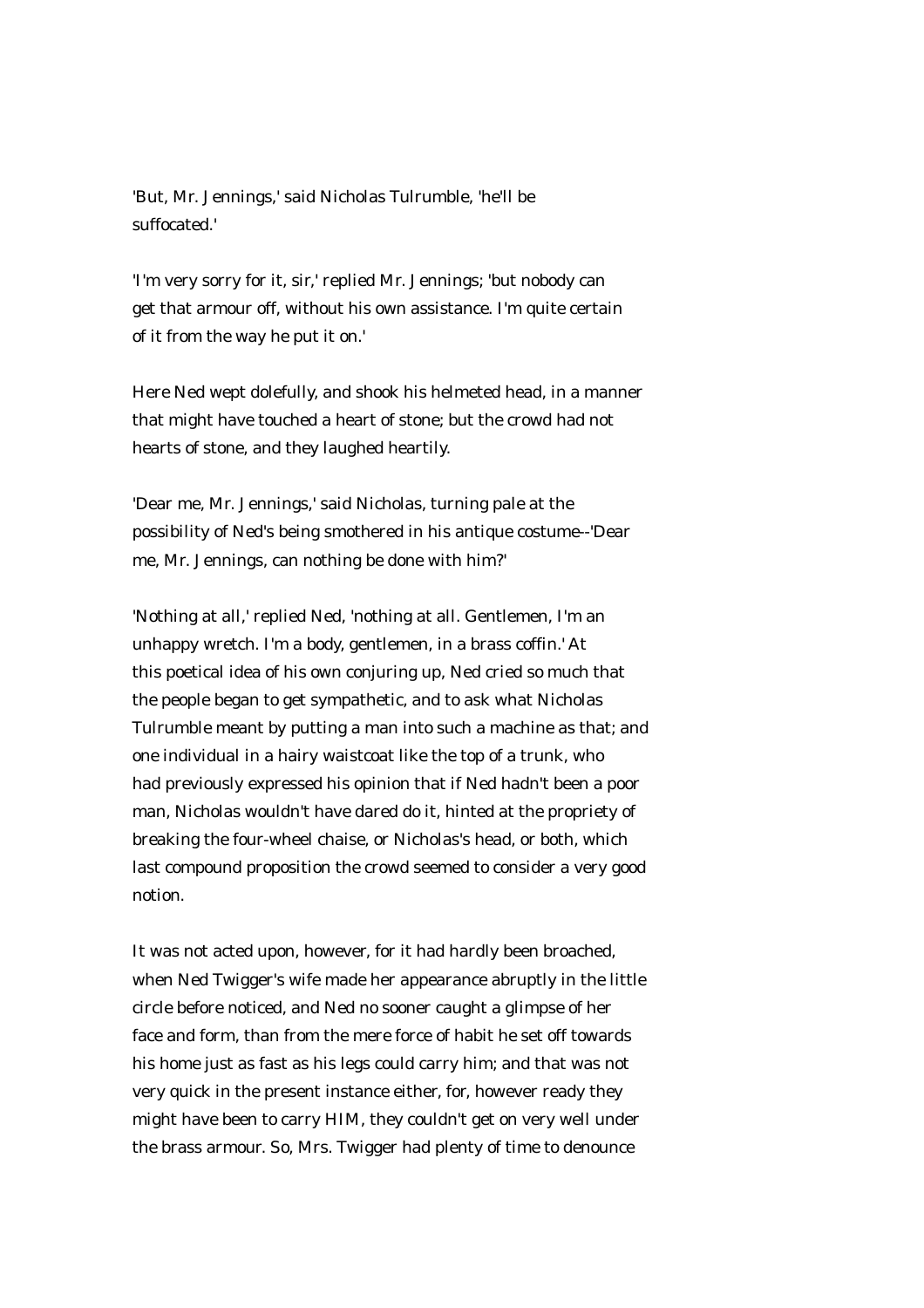'But, Mr. Jennings,' said Nicholas Tulrumble, 'he'll be suffocated.'

'I'm very sorry for it, sir,' replied Mr. Jennings; 'but nobody can get that armour off, without his own assistance. I'm quite certain of it from the way he put it on.'

Here Ned wept dolefully, and shook his helmeted head, in a manner that might have touched a heart of stone; but the crowd had not hearts of stone, and they laughed heartily.

'Dear me, Mr. Jennings,' said Nicholas, turning pale at the possibility of Ned's being smothered in his antique costume--'Dear me, Mr. Jennings, can nothing be done with him?'

'Nothing at all,' replied Ned, 'nothing at all. Gentlemen, I'm an unhappy wretch. I'm a body, gentlemen, in a brass coffin.' At this poetical idea of his own conjuring up, Ned cried so much that the people began to get sympathetic, and to ask what Nicholas Tulrumble meant by putting a man into such a machine as that; and one individual in a hairy waistcoat like the top of a trunk, who had previously expressed his opinion that if Ned hadn't been a poor man, Nicholas wouldn't have dared do it, hinted at the propriety of breaking the four-wheel chaise, or Nicholas's head, or both, which last compound proposition the crowd seemed to consider a very good notion.

It was not acted upon, however, for it had hardly been broached, when Ned Twigger's wife made her appearance abruptly in the little circle before noticed, and Ned no sooner caught a glimpse of her face and form, than from the mere force of habit he set off towards his home just as fast as his legs could carry him; and that was not very quick in the present instance either, for, however ready they might have been to carry HIM, they couldn't get on very well under the brass armour. So, Mrs. Twigger had plenty of time to denounce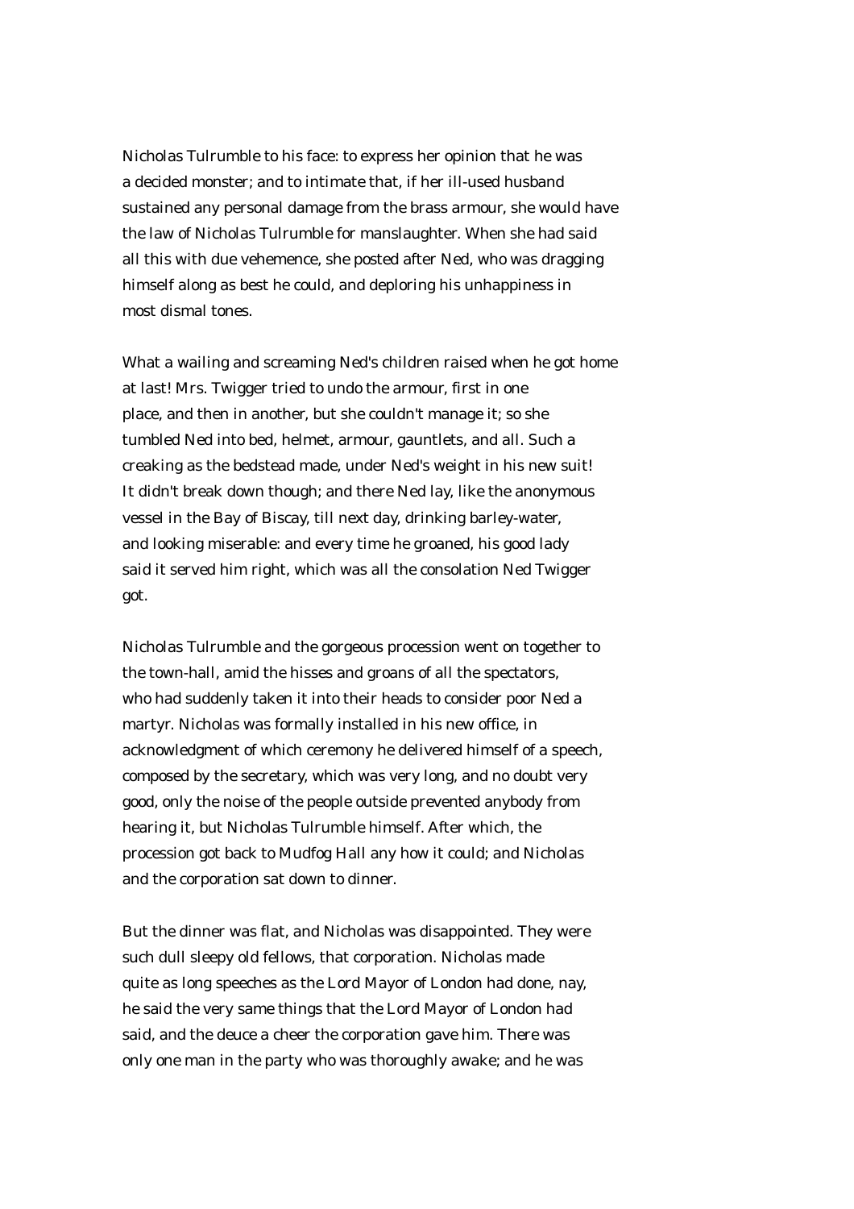Nicholas Tulrumble to his face: to express her opinion that he was a decided monster; and to intimate that, if her ill-used husband sustained any personal damage from the brass armour, she would have the law of Nicholas Tulrumble for manslaughter. When she had said all this with due vehemence, she posted after Ned, who was dragging himself along as best he could, and deploring his unhappiness in most dismal tones.

What a wailing and screaming Ned's children raised when he got home at last! Mrs. Twigger tried to undo the armour, first in one place, and then in another, but she couldn't manage it; so she tumbled Ned into bed, helmet, armour, gauntlets, and all. Such a creaking as the bedstead made, under Ned's weight in his new suit! It didn't break down though; and there Ned lay, like the anonymous vessel in the Bay of Biscay, till next day, drinking barley-water, and looking miserable: and every time he groaned, his good lady said it served him right, which was all the consolation Ned Twigger got.

Nicholas Tulrumble and the gorgeous procession went on together to the town-hall, amid the hisses and groans of all the spectators, who had suddenly taken it into their heads to consider poor Ned a martyr. Nicholas was formally installed in his new office, in acknowledgment of which ceremony he delivered himself of a speech, composed by the secretary, which was very long, and no doubt very good, only the noise of the people outside prevented anybody from hearing it, but Nicholas Tulrumble himself. After which, the procession got back to Mudfog Hall any how it could; and Nicholas and the corporation sat down to dinner.

But the dinner was flat, and Nicholas was disappointed. They were such dull sleepy old fellows, that corporation. Nicholas made quite as long speeches as the Lord Mayor of London had done, nay, he said the very same things that the Lord Mayor of London had said, and the deuce a cheer the corporation gave him. There was only one man in the party who was thoroughly awake; and he was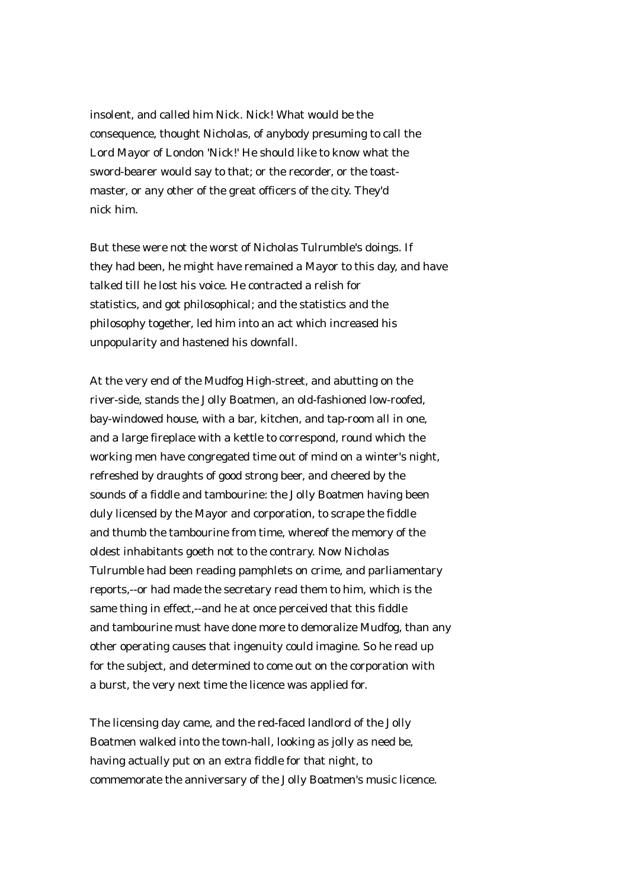insolent, and called him Nick. Nick! What would be the consequence, thought Nicholas, of anybody presuming to call the Lord Mayor of London 'Nick!' He should like to know what the sword-bearer would say to that; or the recorder, or the toast-master, or any other of the great officers of the city. They'd nick him.

But these were not the worst of Nicholas Tulrumble's doings. If they had been, he might have remained a Mayor to this day, and have talked till he lost his voice. He contracted a relish for statistics, and got philosophical; and the statistics and the philosophy together, led him into an act which increased his unpopularity and hastened his downfall.

At the very end of the Mudfog High-street, and abutting on the river-side, stands the Jolly Boatmen, an old-fashioned low-roofed, bay-windowed house, with a bar, kitchen, and tap-room all in one, and a large fireplace with a kettle to correspond, round which the working men have congregated time out of mind on a winter's night, refreshed by draughts of good strong beer, and cheered by the sounds of a fiddle and tambourine: the Jolly Boatmen having been duly licensed by the Mayor and corporation, to scrape the fiddle and thumb the tambourine from time, whereof the memory of the oldest inhabitants goeth not to the contrary. Now Nicholas Tulrumble had been reading pamphlets on crime, and parliamentary reports,--or had made the secretary read them to him, which is the same thing in effect,--and he at once perceived that this fiddle and tambourine must have done more to demoralize Mudfog, than any other operating causes that ingenuity could imagine. So he read up for the subject, and determined to come out on the corporation with a burst, the very next time the licence was applied for.

The licensing day came, and the red-faced landlord of the Jolly Boatmen walked into the town-hall, looking as jolly as need be, having actually put on an extra fiddle for that night, to commemorate the anniversary of the Jolly Boatmen's music licence.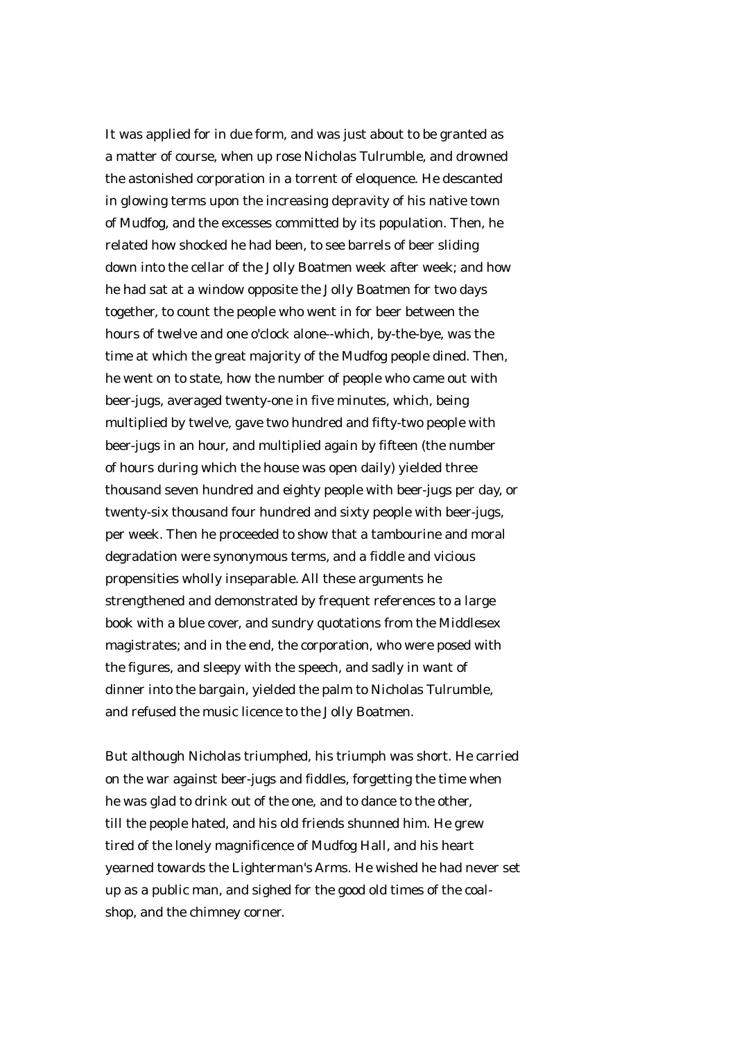It was applied for in due form, and was just about to be granted as a matter of course, when up rose Nicholas Tulrumble, and drowned the astonished corporation in a torrent of eloquence. He descanted in glowing terms upon the increasing depravity of his native town of Mudfog, and the excesses committed by its population. Then, he related how shocked he had been, to see barrels of beer sliding down into the cellar of the Jolly Boatmen week after week; and how he had sat at a window opposite the Jolly Boatmen for two days together, to count the people who went in for beer between the hours of twelve and one o'clock alone--which, by-the-bye, was the time at which the great majority of the Mudfog people dined. Then, he went on to state, how the number of people who came out with beer-jugs, averaged twenty-one in five minutes, which, being multiplied by twelve, gave two hundred and fifty-two people with beer-jugs in an hour, and multiplied again by fifteen (the number of hours during which the house was open daily) yielded three thousand seven hundred and eighty people with beer-jugs per day, or twenty-six thousand four hundred and sixty people with beer-jugs, per week. Then he proceeded to show that a tambourine and moral degradation were synonymous terms, and a fiddle and vicious propensities wholly inseparable. All these arguments he strengthened and demonstrated by frequent references to a large book with a blue cover, and sundry quotations from the Middlesex magistrates; and in the end, the corporation, who were posed with the figures, and sleepy with the speech, and sadly in want of dinner into the bargain, yielded the palm to Nicholas Tulrumble, and refused the music licence to the Jolly Boatmen.

But although Nicholas triumphed, his triumph was short. He carried on the war against beer-jugs and fiddles, forgetting the time when he was glad to drink out of the one, and to dance to the other, till the people hated, and his old friends shunned him. He grew tired of the lonely magnificence of Mudfog Hall, and his heart yearned towards the Lighterman's Arms. He wished he had never set up as a public man, and sighed for the good old times of the coal-shop, and the chimney corner.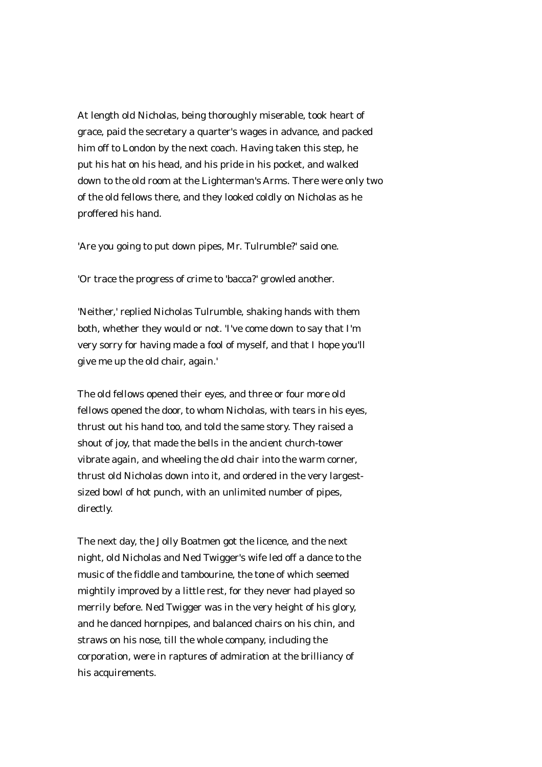At length old Nicholas, being thoroughly miserable, took heart of grace, paid the secretary a quarter's wages in advance, and packed him off to London by the next coach. Having taken this step, he put his hat on his head, and his pride in his pocket, and walked down to the old room at the Lighterman's Arms. There were only two of the old fellows there, and they looked coldly on Nicholas as he proffered his hand.

'Are you going to put down pipes, Mr. Tulrumble?' said one.

'Or trace the progress of crime to 'bacca?' growled another.

'Neither,' replied Nicholas Tulrumble, shaking hands with them both, whether they would or not. 'I've come down to say that I'm very sorry for having made a fool of myself, and that I hope you'll give me up the old chair, again.'

The old fellows opened their eyes, and three or four more old fellows opened the door, to whom Nicholas, with tears in his eyes, thrust out his hand too, and told the same story. They raised a shout of joy, that made the bells in the ancient church-tower vibrate again, and wheeling the old chair into the warm corner, thrust old Nicholas down into it, and ordered in the very largest-sized bowl of hot punch, with an unlimited number of pipes, directly.

The next day, the Jolly Boatmen got the licence, and the next night, old Nicholas and Ned Twigger's wife led off a dance to the music of the fiddle and tambourine, the tone of which seemed mightily improved by a little rest, for they never had played so merrily before. Ned Twigger was in the very height of his glory, and he danced hornpipes, and balanced chairs on his chin, and straws on his nose, till the whole company, including the corporation, were in raptures of admiration at the brilliancy of his acquirements.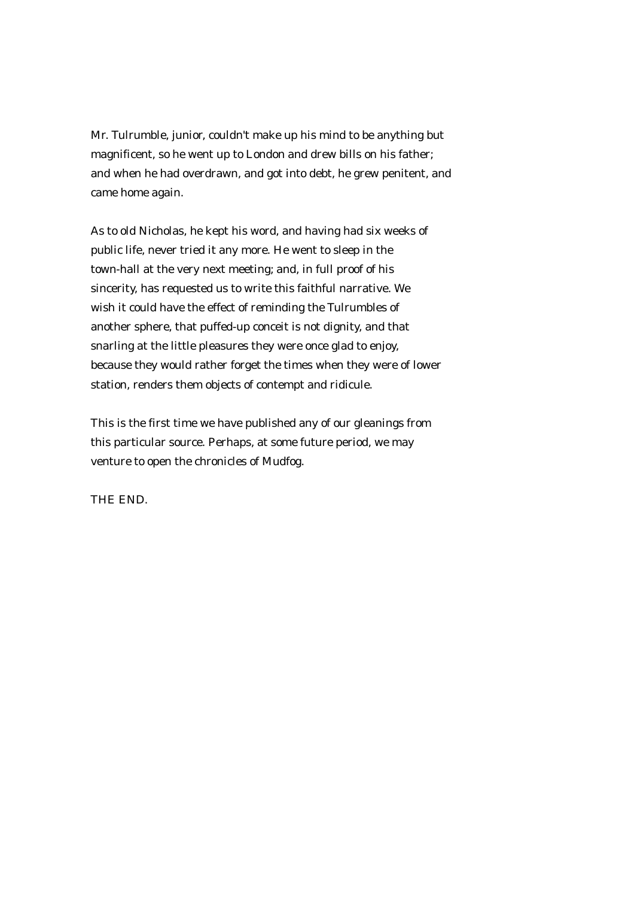Mr. Tulrumble, junior, couldn't make up his mind to be anything but magnificent, so he went up to London and drew bills on his father; and when he had overdrawn, and got into debt, he grew penitent, and came home again.

As to old Nicholas, he kept his word, and having had six weeks of public life, never tried it any more. He went to sleep in the town-hall at the very next meeting; and, in full proof of his sincerity, has requested us to write this faithful narrative. We wish it could have the effect of reminding the Tulrumbles of another sphere, that puffed-up conceit is not dignity, and that snarling at the little pleasures they were once glad to enjoy, because they would rather forget the times when they were of lower station, renders them objects of contempt and ridicule.

This is the first time we have published any of our gleanings from this particular source. Perhaps, at some future period, we may venture to open the chronicles of Mudfog.

THE END.